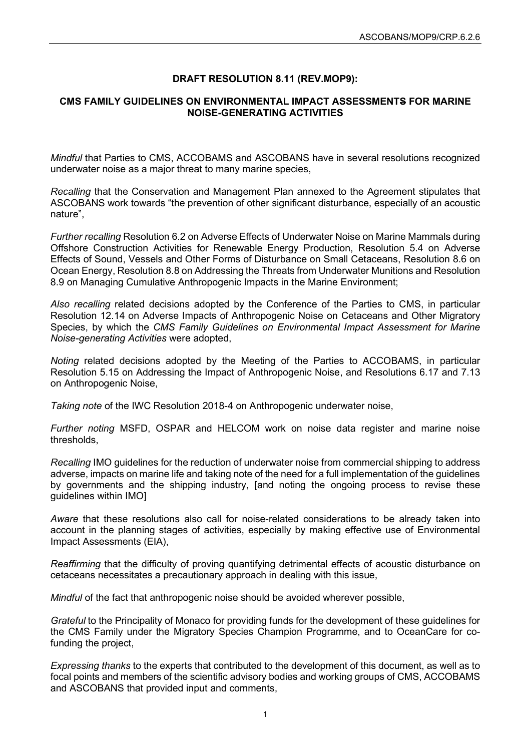## DRAFT RESOLUTION 8.11 (REV.MOP9):

### CMS FAMILY GUIDELINES ON ENVIRONMENTAL IMPACT ASSESSMENTS FOR MARINE NOISE-GENERATING ACTIVITIES

*Mindful* that Parties to CMS, ACCOBAMS and ASCOBANS have in several resolutions recognized underwater noise as a major threat to many marine species,

*Recalling* that the Conservation and Management Plan annexed to the Agreement stipulates that ASCOBANS work towards "the prevention of other significant disturbance, especially of an acoustic nature",

*Further recalling* Resolution 6.2 on Adverse Effects of Underwater Noise on Marine Mammals during Offshore Construction Activities for Renewable Energy Production, Resolution 5.4 on Adverse Effects of Sound, Vessels and Other Forms of Disturbance on Small Cetaceans, Resolution 8.6 on Ocean Energy, Resolution 8.8 on Addressing the Threats from Underwater Munitions and Resolution 8.9 on Managing Cumulative Anthropogenic Impacts in the Marine Environment;

*Also recalling* related decisions adopted by the Conference of the Parties to CMS, in particular Resolution 12.14 on Adverse Impacts of Anthropogenic Noise on Cetaceans and Other Migratory Species, by which the *CMS Family Guidelines on Environmental Impact Assessment for Marine Noise-generating Activities* were adopted,

*Noting* related decisions adopted by the Meeting of the Parties to ACCOBAMS, in particular Resolution 5.15 on Addressing the Impact of Anthropogenic Noise, and Resolutions 6.17 and 7.13 on Anthropogenic Noise,

*Taking note* of the IWC Resolution 2018-4 on Anthropogenic underwater noise,

*Further noting* MSFD, OSPAR and HELCOM work on noise data register and marine noise thresholds,

*Recalling* IMO guidelines for the reduction of underwater noise from commercial shipping to address adverse, impacts on marine life and taking note of the need for a full implementation of the guidelines by governments and the shipping industry, [and noting the ongoing process to revise these guidelines within IMO]

*Aware* that these resolutions also call for noise-related considerations to be already taken into account in the planning stages of activities, especially by making effective use of Environmental Impact Assessments (EIA),

*Reaffirming* that the difficulty of ~~proving~~ quantifying detrimental effects of acoustic disturbance on cetaceans necessitates a precautionary approach in dealing with this issue,

*Mindful* of the fact that anthropogenic noise should be avoided wherever possible,

*Grateful* to the Principality of Monaco for providing funds for the development of these guidelines for the CMS Family under the Migratory Species Champion Programme, and to OceanCare for co-funding the project,

*Expressing thanks* to the experts that contributed to the development of this document, as well as to focal points and members of the scientific advisory bodies and working groups of CMS, ACCOBAMS and ASCOBANS that provided input and comments,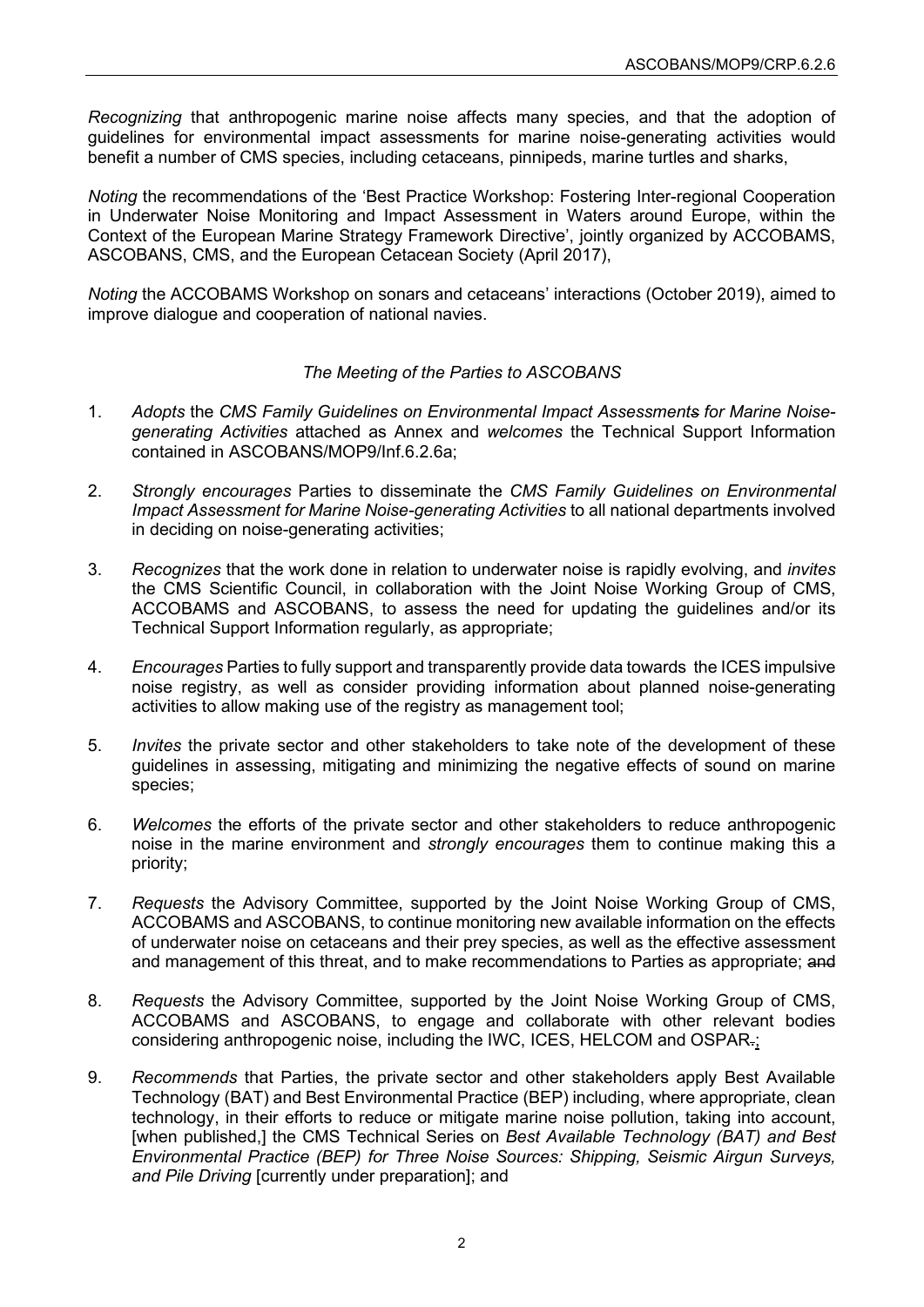*Recognizing* that anthropogenic marine noise affects many species, and that the adoption of guidelines for environmental impact assessments for marine noise-generating activities would benefit a number of CMS species, including cetaceans, pinnipeds, marine turtles and sharks,

*Noting* the recommendations of the 'Best Practice Workshop: Fostering Inter-regional Cooperation in Underwater Noise Monitoring and Impact Assessment in Waters around Europe, within the Context of the European Marine Strategy Framework Directive', jointly organized by ACCOBAMS, ASCOBANS, CMS, and the European Cetacean Society (April 2017),

*Noting* the ACCOBAMS Workshop on sonars and cetaceans' interactions (October 2019), aimed to improve dialogue and cooperation of national navies.

*The Meeting of the Parties to ASCOBANS*

1. *Adopts* the *CMS Family Guidelines on Environmental Impact Assessments for Marine Noise-generating Activities* attached as Annex and *welcomes* the Technical Support Information contained in ASCOBANS/MOP9/Inf.6.2.6a;

2. *Strongly encourages* Parties to disseminate the *CMS Family Guidelines on Environmental Impact Assessment for Marine Noise-generating Activities* to all national departments involved in deciding on noise-generating activities;

3. *Recognizes* that the work done in relation to underwater noise is rapidly evolving, and *invites* the CMS Scientific Council, in collaboration with the Joint Noise Working Group of CMS, ACCOBAMS and ASCOBANS, to assess the need for updating the guidelines and/or its Technical Support Information regularly, as appropriate;

4. *Encourages* Parties to fully support and transparently provide data towards the ICES impulsive noise registry, as well as consider providing information about planned noise-generating activities to allow making use of the registry as management tool;

5. *Invites* the private sector and other stakeholders to take note of the development of these guidelines in assessing, mitigating and minimizing the negative effects of sound on marine species;

6. *Welcomes* the efforts of the private sector and other stakeholders to reduce anthropogenic noise in the marine environment and *strongly encourages* them to continue making this a priority;

7. *Requests* the Advisory Committee, supported by the Joint Noise Working Group of CMS, ACCOBAMS and ASCOBANS, to continue monitoring new available information on the effects of underwater noise on cetaceans and their prey species, as well as the effective assessment and management of this threat, and to make recommendations to Parties as appropriate; ~~and~~

8. *Requests* the Advisory Committee, supported by the Joint Noise Working Group of CMS, ACCOBAMS and ASCOBANS, to engage and collaborate with other relevant bodies considering anthropogenic noise, including the IWC, ICES, HELCOM and OSPAR~~.~~;

9. *Recommends* that Parties, the private sector and other stakeholders apply Best Available Technology (BAT) and Best Environmental Practice (BEP) including, where appropriate, clean technology, in their efforts to reduce or mitigate marine noise pollution, taking into account, [when published,] the CMS Technical Series on *Best Available Technology (BAT) and Best Environmental Practice (BEP) for Three Noise Sources: Shipping, Seismic Airgun Surveys, and Pile Driving* [currently under preparation]; and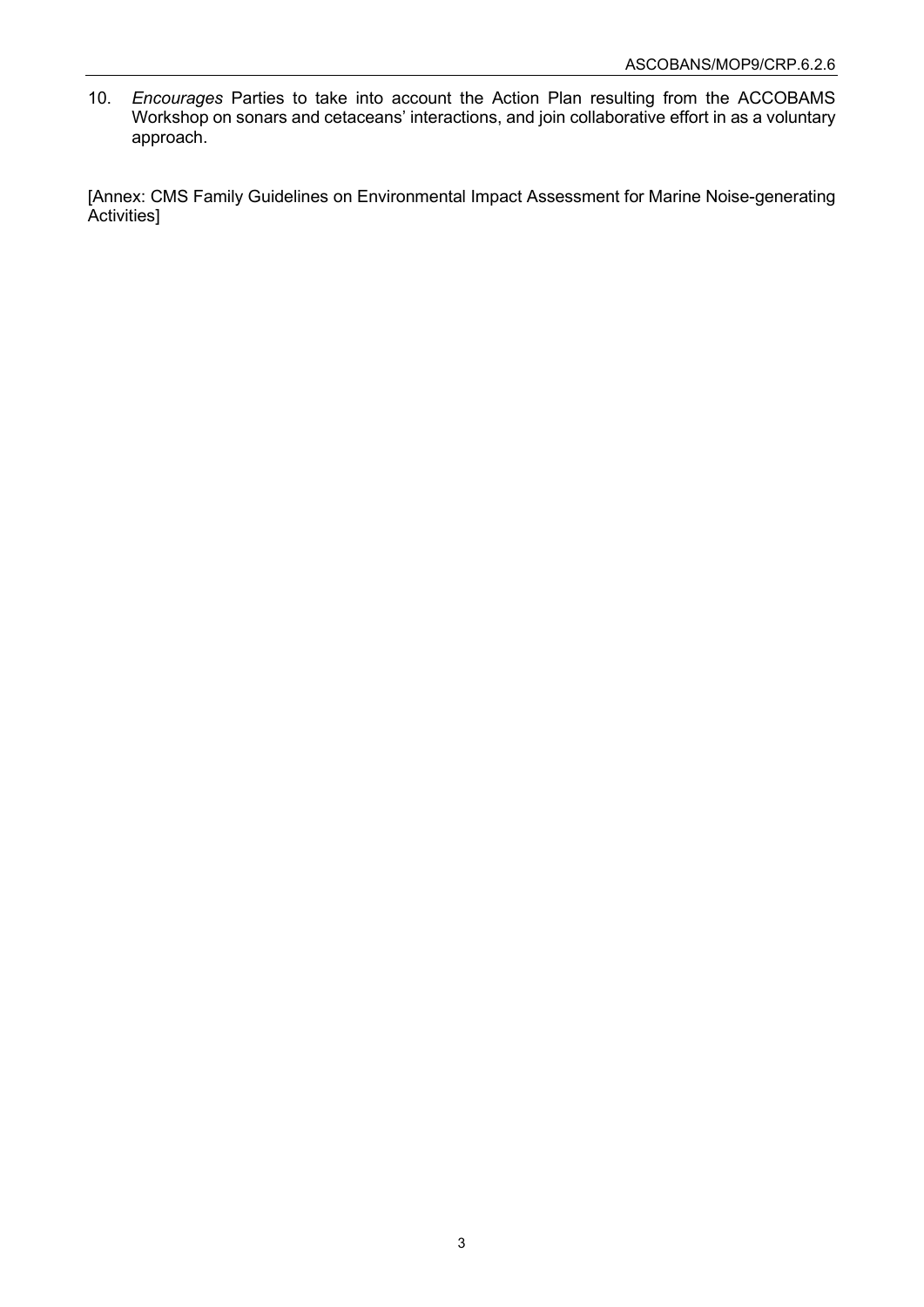10. *Encourages* Parties to take into account the Action Plan resulting from the ACCOBAMS Workshop on sonars and cetaceans' interactions, and join collaborative effort in as a voluntary approach.

[Annex: CMS Family Guidelines on Environmental Impact Assessment for Marine Noise-generating Activities]